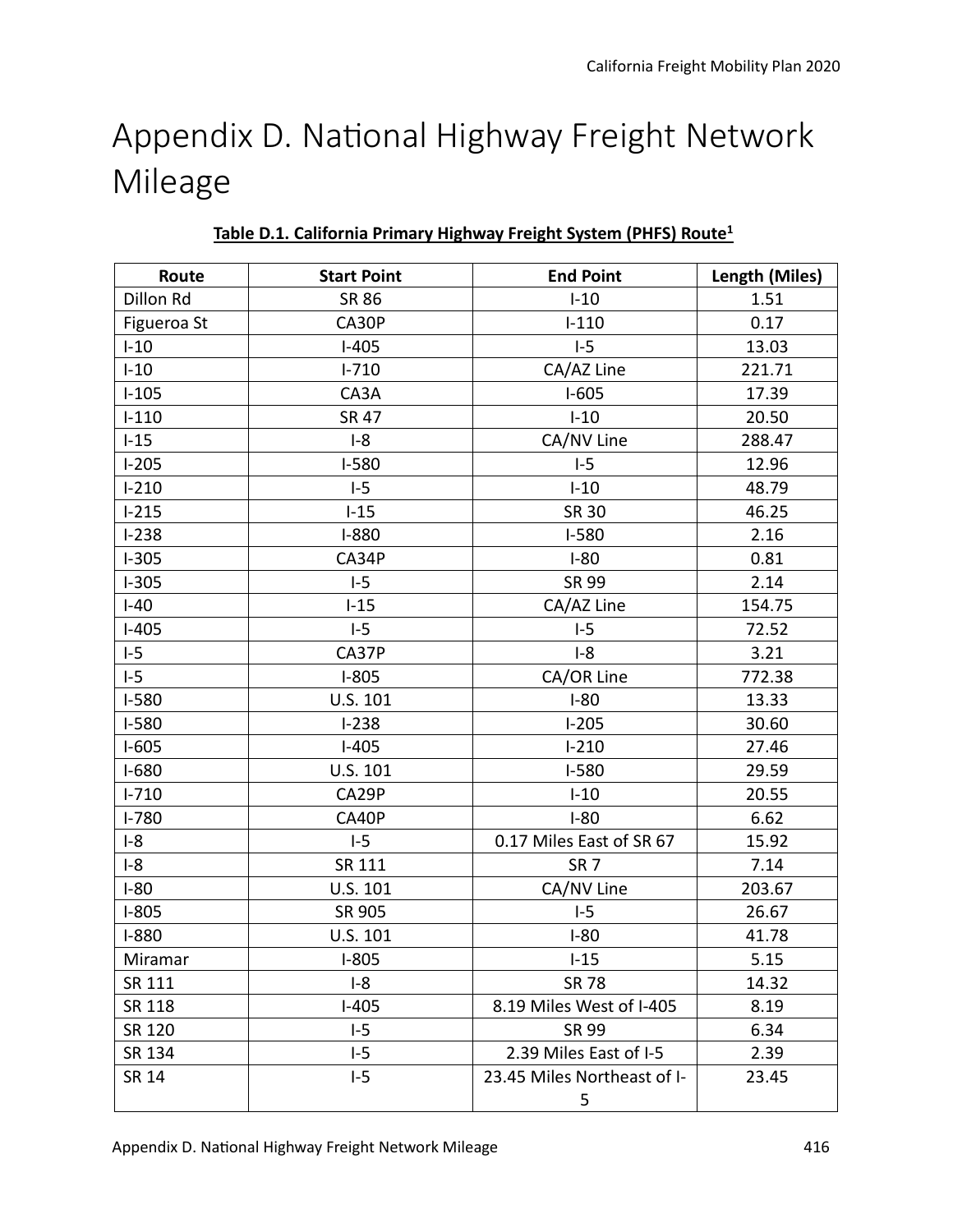# Appendix D. National Highway Freight Network Mileage

**Table D.1. California Primary Highway Freight System (PHFS) Route[1]**

| Route | Start Point | End Point | Length (Miles) |
|---|---|---|---|
| Dillon Rd | SR 86 | I-10 | 1.51 |
| Figueroa St | CA30P | I-110 | 0.17 |
| I-10 | I-405 | I-5 | 13.03 |
| I-10 | I-710 | CA/AZ Line | 221.71 |
| I-105 | CA3A | I-605 | 17.39 |
| I-110 | SR 47 | I-10 | 20.50 |
| I-15 | I-8 | CA/NV Line | 288.47 |
| I-205 | I-580 | I-5 | 12.96 |
| I-210 | I-5 | I-10 | 48.79 |
| I-215 | I-15 | SR 30 | 46.25 |
| I-238 | I-880 | I-580 | 2.16 |
| I-305 | CA34P | I-80 | 0.81 |
| I-305 | I-5 | SR 99 | 2.14 |
| I-40 | I-15 | CA/AZ Line | 154.75 |
| I-405 | I-5 | I-5 | 72.52 |
| I-5 | CA37P | I-8 | 3.21 |
| I-5 | I-805 | CA/OR Line | 772.38 |
| I-580 | U.S. 101 | I-80 | 13.33 |
| I-580 | I-238 | I-205 | 30.60 |
| I-605 | I-405 | I-210 | 27.46 |
| I-680 | U.S. 101 | I-580 | 29.59 |
| I-710 | CA29P | I-10 | 20.55 |
| I-780 | CA40P | I-80 | 6.62 |
| I-8 | I-5 | 0.17 Miles East of SR 67 | 15.92 |
| I-8 | SR 111 | SR 7 | 7.14 |
| I-80 | U.S. 101 | CA/NV Line | 203.67 |
| I-805 | SR 905 | I-5 | 26.67 |
| I-880 | U.S. 101 | I-80 | 41.78 |
| Miramar | I-805 | I-15 | 5.15 |
| SR 111 | I-8 | SR 78 | 14.32 |
| SR 118 | I-405 | 8.19 Miles West of I-405 | 8.19 |
| SR 120 | I-5 | SR 99 | 6.34 |
| SR 134 | I-5 | 2.39 Miles East of I-5 | 2.39 |
| SR 14 | I-5 | 23.45 Miles Northeast of I-5 | 23.45 |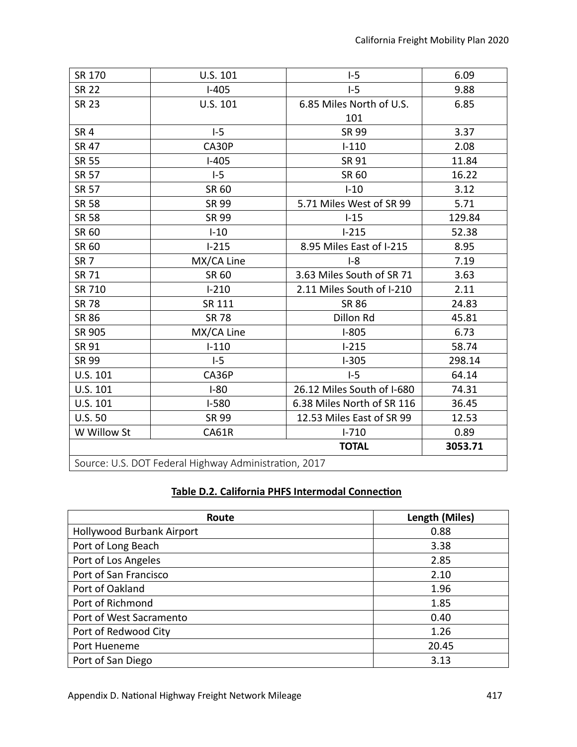| SR 170 | U.S. 101 | I-5 | 6.09 |
|---|---|---|---|
| SR 22 | I-405 | I-5 | 9.88 |
| SR 23 | U.S. 101 | 6.85 Miles North of U.S. 101 | 6.85 |
| SR 4 | I-5 | SR 99 | 3.37 |
| SR 47 | CA30P | I-110 | 2.08 |
| SR 55 | I-405 | SR 91 | 11.84 |
| SR 57 | I-5 | SR 60 | 16.22 |
| SR 57 | SR 60 | I-10 | 3.12 |
| SR 58 | SR 99 | 5.71 Miles West of SR 99 | 5.71 |
| SR 58 | SR 99 | I-15 | 129.84 |
| SR 60 | I-10 | I-215 | 52.38 |
| SR 60 | I-215 | 8.95 Miles East of I-215 | 8.95 |
| SR 7 | MX/CA Line | I-8 | 7.19 |
| SR 71 | SR 60 | 3.63 Miles South of SR 71 | 3.63 |
| SR 710 | I-210 | 2.11 Miles South of I-210 | 2.11 |
| SR 78 | SR 111 | SR 86 | 24.83 |
| SR 86 | SR 78 | Dillon Rd | 45.81 |
| SR 905 | MX/CA Line | I-805 | 6.73 |
| SR 91 | I-110 | I-215 | 58.74 |
| SR 99 | I-5 | I-305 | 298.14 |
| U.S. 101 | CA36P | I-5 | 64.14 |
| U.S. 101 | I-80 | 26.12 Miles South of I-680 | 74.31 |
| U.S. 101 | I-580 | 6.38 Miles North of SR 116 | 36.45 |
| U.S. 50 | SR 99 | 12.53 Miles East of SR 99 | 12.53 |
| W Willow St | CA61R | I-710 | 0.89 |
| | | **TOTAL** | **3053.71** |
| Source: U.S. DOT Federal Highway Administration, 2017 | | | |

**Table D.2. California PHFS Intermodal Connection**

| Route | Length (Miles) |
|---|---|
| Hollywood Burbank Airport | 0.88 |
| Port of Long Beach | 3.38 |
| Port of Los Angeles | 2.85 |
| Port of San Francisco | 2.10 |
| Port of Oakland | 1.96 |
| Port of Richmond | 1.85 |
| Port of West Sacramento | 0.40 |
| Port of Redwood City | 1.26 |
| Port Hueneme | 20.45 |
| Port of San Diego | 3.13 |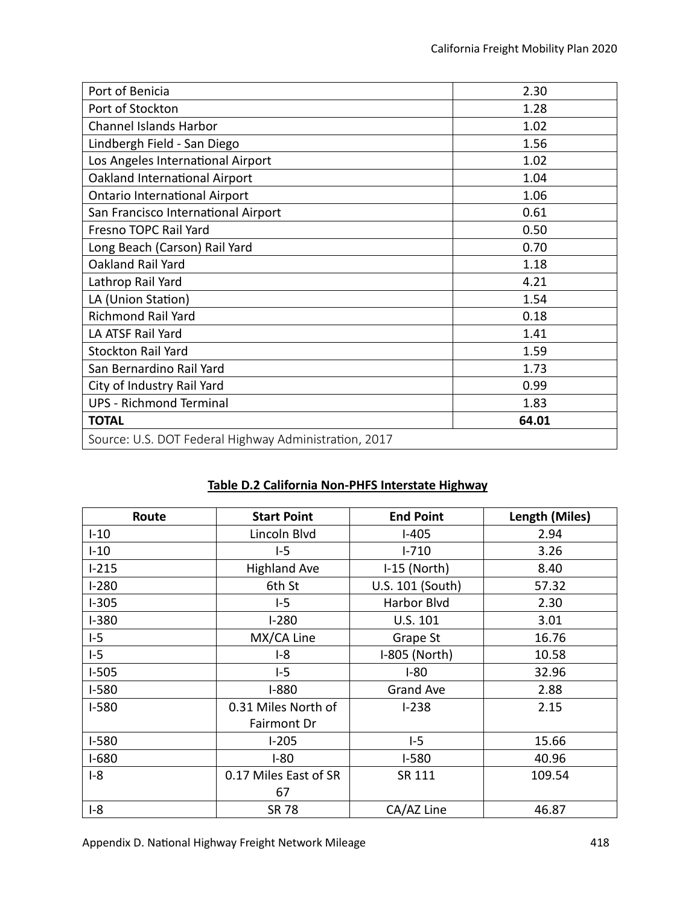| | |
|---|---|
| Port of Benicia | 2.30 |
| Port of Stockton | 1.28 |
| Channel Islands Harbor | 1.02 |
| Lindbergh Field - San Diego | 1.56 |
| Los Angeles International Airport | 1.02 |
| Oakland International Airport | 1.04 |
| Ontario International Airport | 1.06 |
| San Francisco International Airport | 0.61 |
| Fresno TOPC Rail Yard | 0.50 |
| Long Beach (Carson) Rail Yard | 0.70 |
| Oakland Rail Yard | 1.18 |
| Lathrop Rail Yard | 4.21 |
| LA (Union Station) | 1.54 |
| Richmond Rail Yard | 0.18 |
| LA ATSF Rail Yard | 1.41 |
| Stockton Rail Yard | 1.59 |
| San Bernardino Rail Yard | 1.73 |
| City of Industry Rail Yard | 0.99 |
| UPS - Richmond Terminal | 1.83 |
| **TOTAL** | **64.01** |
| Source: U.S. DOT Federal Highway Administration, 2017 | |

**Table D.2 California Non-PHFS Interstate Highway**

| Route | Start Point | End Point | Length (Miles) |
|---|---|---|---|
| I-10 | Lincoln Blvd | I-405 | 2.94 |
| I-10 | I-5 | I-710 | 3.26 |
| I-215 | Highland Ave | I-15 (North) | 8.40 |
| I-280 | 6th St | U.S. 101 (South) | 57.32 |
| I-305 | I-5 | Harbor Blvd | 2.30 |
| I-380 | I-280 | U.S. 101 | 3.01 |
| I-5 | MX/CA Line | Grape St | 16.76 |
| I-5 | I-8 | I-805 (North) | 10.58 |
| I-505 | I-5 | I-80 | 32.96 |
| I-580 | I-880 | Grand Ave | 2.88 |
| I-580 | 0.31 Miles North of Fairmont Dr | I-238 | 2.15 |
| I-580 | I-205 | I-5 | 15.66 |
| I-680 | I-80 | I-580 | 40.96 |
| I-8 | 0.17 Miles East of SR 67 | SR 111 | 109.54 |
| I-8 | SR 78 | CA/AZ Line | 46.87 |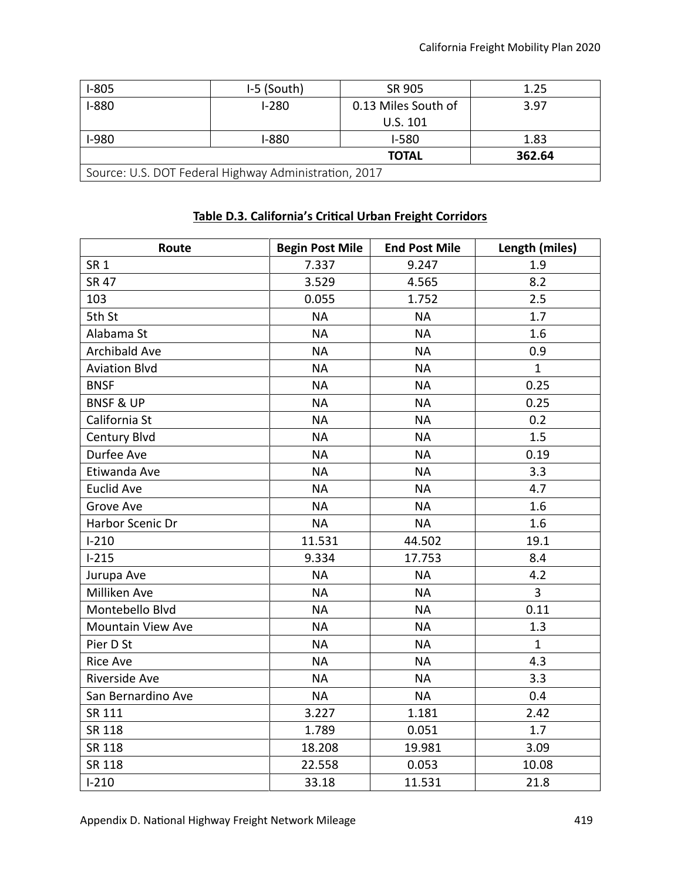| I-805 | I-5 (South) | SR 905 | 1.25 |
|---|---|---|---|
| I-880 | I-280 | 0.13 Miles South of U.S. 101 | 3.97 |
| I-980 | I-880 | I-580 | 1.83 |
| | | **TOTAL** | **362.64** |
| Source: U.S. DOT Federal Highway Administration, 2017 | | | |

**Table D.3. California's Critical Urban Freight Corridors**

| Route | Begin Post Mile | End Post Mile | Length (miles) |
|---|---|---|---|
| SR 1 | 7.337 | 9.247 | 1.9 |
| SR 47 | 3.529 | 4.565 | 8.2 |
| 103 | 0.055 | 1.752 | 2.5 |
| 5th St | NA | NA | 1.7 |
| Alabama St | NA | NA | 1.6 |
| Archibald Ave | NA | NA | 0.9 |
| Aviation Blvd | NA | NA | 1 |
| BNSF | NA | NA | 0.25 |
| BNSF & UP | NA | NA | 0.25 |
| California St | NA | NA | 0.2 |
| Century Blvd | NA | NA | 1.5 |
| Durfee Ave | NA | NA | 0.19 |
| Etiwanda Ave | NA | NA | 3.3 |
| Euclid Ave | NA | NA | 4.7 |
| Grove Ave | NA | NA | 1.6 |
| Harbor Scenic Dr | NA | NA | 1.6 |
| I-210 | 11.531 | 44.502 | 19.1 |
| I-215 | 9.334 | 17.753 | 8.4 |
| Jurupa Ave | NA | NA | 4.2 |
| Milliken Ave | NA | NA | 3 |
| Montebello Blvd | NA | NA | 0.11 |
| Mountain View Ave | NA | NA | 1.3 |
| Pier D St | NA | NA | 1 |
| Rice Ave | NA | NA | 4.3 |
| Riverside Ave | NA | NA | 3.3 |
| San Bernardino Ave | NA | NA | 0.4 |
| SR 111 | 3.227 | 1.181 | 2.42 |
| SR 118 | 1.789 | 0.051 | 1.7 |
| SR 118 | 18.208 | 19.981 | 3.09 |
| SR 118 | 22.558 | 0.053 | 10.08 |
| I-210 | 33.18 | 11.531 | 21.8 |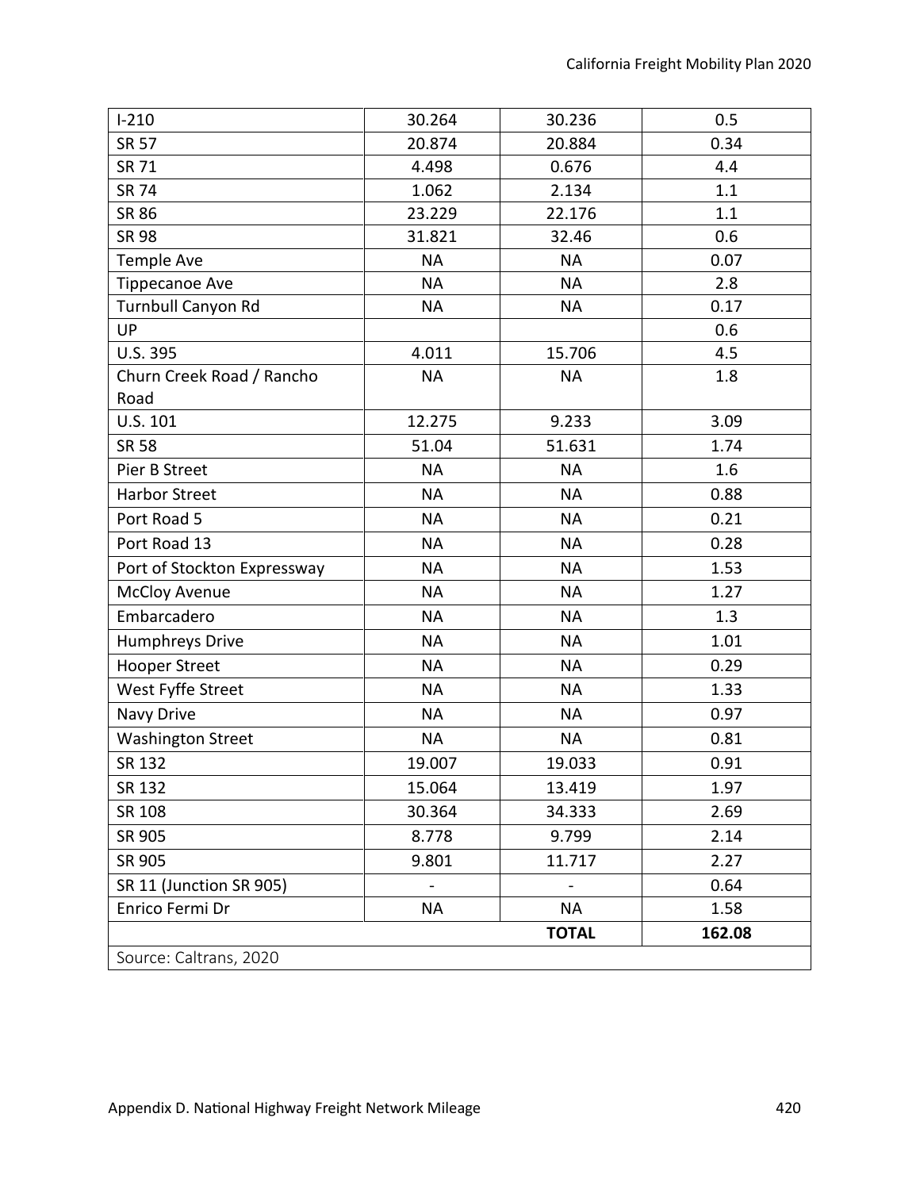| I-210 | 30.264 | 30.236 | 0.5 |
|---|---|---|---|
| SR 57 | 20.874 | 20.884 | 0.34 |
| SR 71 | 4.498 | 0.676 | 4.4 |
| SR 74 | 1.062 | 2.134 | 1.1 |
| SR 86 | 23.229 | 22.176 | 1.1 |
| SR 98 | 31.821 | 32.46 | 0.6 |
| Temple Ave | NA | NA | 0.07 |
| Tippecanoe Ave | NA | NA | 2.8 |
| Turnbull Canyon Rd | NA | NA | 0.17 |
| UP | | | 0.6 |
| U.S. 395 | 4.011 | 15.706 | 4.5 |
| Churn Creek Road / Rancho Road | NA | NA | 1.8 |
| U.S. 101 | 12.275 | 9.233 | 3.09 |
| SR 58 | 51.04 | 51.631 | 1.74 |
| Pier B Street | NA | NA | 1.6 |
| Harbor Street | NA | NA | 0.88 |
| Port Road 5 | NA | NA | 0.21 |
| Port Road 13 | NA | NA | 0.28 |
| Port of Stockton Expressway | NA | NA | 1.53 |
| McCloy Avenue | NA | NA | 1.27 |
| Embarcadero | NA | NA | 1.3 |
| Humphreys Drive | NA | NA | 1.01 |
| Hooper Street | NA | NA | 0.29 |
| West Fyffe Street | NA | NA | 1.33 |
| Navy Drive | NA | NA | 0.97 |
| Washington Street | NA | NA | 0.81 |
| SR 132 | 19.007 | 19.033 | 0.91 |
| SR 132 | 15.064 | 13.419 | 1.97 |
| SR 108 | 30.364 | 34.333 | 2.69 |
| SR 905 | 8.778 | 9.799 | 2.14 |
| SR 905 | 9.801 | 11.717 | 2.27 |
| SR 11 (Junction SR 905) | - | - | 0.64 |
| Enrico Fermi Dr | NA | NA | 1.58 |
| | | **TOTAL** | **162.08** |

Source: Caltrans, 2020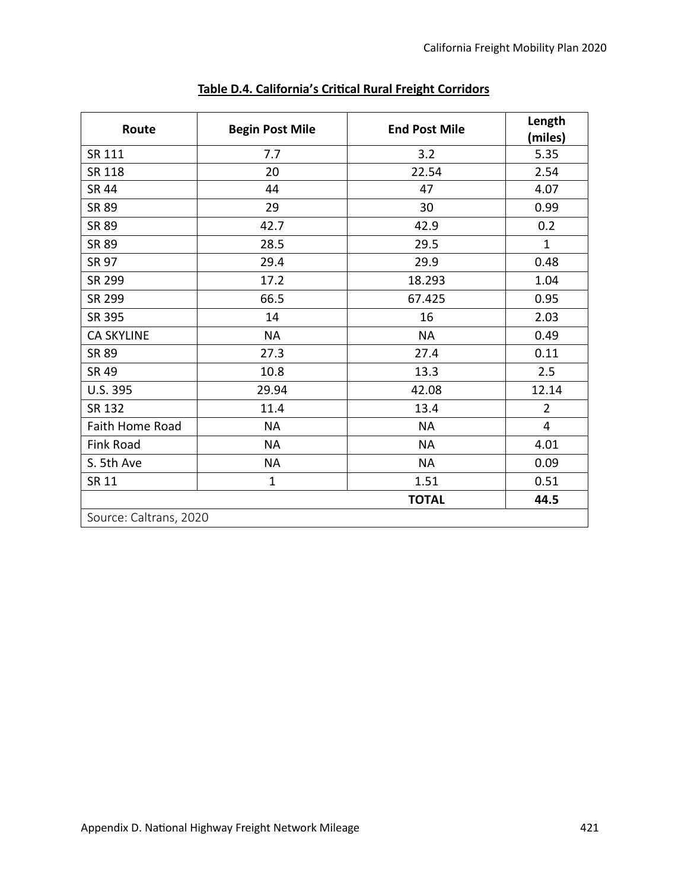**Table D.4. California's Critical Rural Freight Corridors**

| Route | Begin Post Mile | End Post Mile | Length (miles) |
|---|---|---|---|
| SR 111 | 7.7 | 3.2 | 5.35 |
| SR 118 | 20 | 22.54 | 2.54 |
| SR 44 | 44 | 47 | 4.07 |
| SR 89 | 29 | 30 | 0.99 |
| SR 89 | 42.7 | 42.9 | 0.2 |
| SR 89 | 28.5 | 29.5 | 1 |
| SR 97 | 29.4 | 29.9 | 0.48 |
| SR 299 | 17.2 | 18.293 | 1.04 |
| SR 299 | 66.5 | 67.425 | 0.95 |
| SR 395 | 14 | 16 | 2.03 |
| CA SKYLINE | NA | NA | 0.49 |
| SR 89 | 27.3 | 27.4 | 0.11 |
| SR 49 | 10.8 | 13.3 | 2.5 |
| U.S. 395 | 29.94 | 42.08 | 12.14 |
| SR 132 | 11.4 | 13.4 | 2 |
| Faith Home Road | NA | NA | 4 |
| Fink Road | NA | NA | 4.01 |
| S. 5th Ave | NA | NA | 0.09 |
| SR 11 | 1 | 1.51 | 0.51 |
| | | **TOTAL** | **44.5** |

Source: Caltrans, 2020